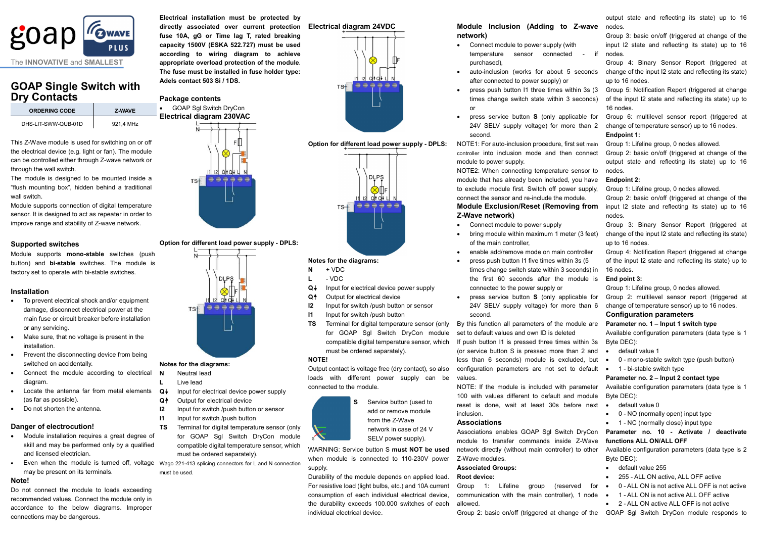goap

The **INNOVATIVE** and **SMALLEST**

# GOAP Single Switch with Dry Contacts

| ORDERING CODE | Z-WAVE |
|---|---|
| DHS-LIT-SWW-QUB-01D | 921,4 MHz |

This Z-Wave module is used for switching on or off the electrical device (e.g. light or fan). The module can be controlled either through Z-wave network or through the wall switch.

The module is designed to be mounted inside a "flush mounting box", hidden behind a traditional wall switch.

Module supports connection of digital temperature sensor. It is designed to act as repeater in order to improve range and stability of Z-wave network.

## Supported switches

Module supports **mono-stable** switches (push button) and **bi-stable** switches. The module is factory set to operate with bi-stable switches.

## Installation

- To prevent electrical shock and/or equipment damage, disconnect electrical power at the main fuse or circuit breaker before installation or any servicing.
- Make sure, that no voltage is present in the installation.
- Prevent the disconnecting device from being switched on accidentally.
- Connect the module according to electrical diagram.
- Locate the antenna far from metal elements (as far as possible).
- Do not shorten the antenna.

## Danger of electrocution!

- Module installation requires a great degree of skill and may be performed only by a qualified and licensed electrician.
- Even when the module is turned off, voltage may be present on its terminals.

## Note!

Do not connect the module to loads exceeding recommended values. Connect the module only in accordance to the below diagrams. Improper connections may be dangerous.

**Electrical installation must be protected by directly associated over current protection fuse 10A, gG or Time lag T, rated breaking capacity 1500V (ESKA 522.727) must be used according to wiring diagram to achieve appropriate overload protection of the module. The fuse must be installed in fuse holder type: Adels contact 503 Si / 1DS.**

## Package contents

- GOAP Sgl Switch DryCon

## Electrical diagram 230VAC

L
N
F
TS
I1 I2 Q Q L N

## Option for different load power supply - DPLS:

L
N
DLPS
F
TS
I1 I2 Q Q L N

**Notes for the diagrams:**

- **N** Neutral lead
- **L** Live lead
- **Q↓** Input for electrical device power supply
- **Q↑** Output for electrical device
- **I2** Input for switch /push button or sensor
- **I1** Input for switch /push button
- **TS** Terminal for digital temperature sensor (only for GOAP Sgl Switch DryCon module compatible digital temperature sensor, which must be ordered separately).

Wago 221-413 splicing connectors for L and N connection must be used.

## Electrical diagram 24VDC

+
-
F
TS
I1 I2 Q Q L N

## Option for different load power supply - DPLS:

+
-
DLPS
F
TS
I1 I2 Q Q L N

**Notes for the diagrams:**

- **N** + VDC
- **L** - VDC
- **Q↓** Input for electrical device power supply
- **Q↑** Output for electrical device
- **I2** Input for switch /push button or sensor
- **I1** Input for switch /push button
- **TS** Terminal for digital temperature sensor (only for GOAP Sgl Switch DryCon module compatible digital temperature sensor, which must be ordered separately).

**NOTE!**

Output contact is voltage free (dry contact), so also loads with different power supply can be connected to the module.

**S** Service button (used to add or remove module from the Z-Wave network in case of 24 V SELV power supply).

WARNING: Service button S **must NOT be used** when module is connected to 110-230V power supply.

Durability of the module depends on applied load. For resistive load (light bulbs, etc.) and 10A current consumption of each individual electrical device, the durability exceeds 100.000 switches of each individual electrical device.

## Module Inclusion (Adding to Z-wave network)

- Connect module to power supply (with temperature sensor connected - if purchased),
- auto-inclusion (works for about 5 seconds after connected to power supply) or
- press push button I1 three times within 3s (3 times change switch state within 3 seconds) or
- press service button **S** (only applicable for 24V SELV supply voltage) for more than 2 second.

NOTE1: For auto-inclusion procedure, first set main controller into inclusion mode and then connect module to power supply.

NOTE2: When connecting temperature sensor to module that has already been included, you have to exclude module first. Switch off power supply, connect the sensor and re-include the module.

## Module Exclusion/Reset (Removing from Z-Wave network)

- Connect module to power supply
- bring module within maximum 1 meter (3 feet) of the main controller,
- enable add/remove mode on main controller
- press push button I1 five times within 3s (5 times change switch state within 3 seconds) in the first 60 seconds after the module is connected to the power supply or
- press service button **S** (only applicable for 24V SELV supply voltage) for more than 6 second.

By this function all parameters of the module are set to default values and own ID is deleted

If push button I1 is pressed three times within 3s (or service button S is pressed more than 2 and less than 6 seconds) module is excluded, but configuration parameters are not set to default values.

NOTE: If the module is included with parameter 100 with values different to default and module reset is done, wait at least 30s before next inclusion.

## Associations

Associations enables GOAP Sgl Switch DryCon module to transfer commands inside Z-Wave network directly (without main controller) to other Z-Wave modules.

**Associated Groups:**

**Root device:**

Group 1: Lifeline group (reserved for communication with the main controller), 1 node allowed.

Group 2: basic on/off (triggered at change of the output state and reflecting its state) up to 16 nodes.

Group 3: basic on/off (triggered at change of the input I2 state and reflecting its state) up to 16 nodes.

Group 4: Binary Sensor Report (triggered at change of the input I2 state and reflecting its state) up to 16 nodes.

Group 5: Notification Report (triggered at change of the input I2 state and reflecting its state) up to 16 nodes.

Group 6: multilevel sensor report (triggered at change of temperature sensor) up to 16 nodes.

**Endpoint 1:**

Group 1: Lifeline group, 0 nodes allowed.

Group 2: basic on/off (triggered at change of the output state and reflecting its state) up to 16 nodes.

**Endpoint 2:**

Group 1: Lifeline group, 0 nodes allowed.

Group 2: basic on/off (triggered at change of the input I2 state and reflecting its state) up to 16 nodes.

Group 3: Binary Sensor Report (triggered at change of the input I2 state and reflecting its state) up to 16 nodes.

Group 4: Notification Report (triggered at change of the input I2 state and reflecting its state) up to 16 nodes.

**End point 3:**

Group 1: Lifeline group, 0 nodes allowed.

Group 2: multilevel sensor report (triggered at change of temperature sensor) up to 16 nodes.

## Configuration parameters

**Parameter no. 1 – Input 1 switch type**

Available configuration parameters (data type is 1 Byte DEC):

- default value 1
- 0 - mono-stable switch type (push button)
- 1 - bi-stable switch type

**Parameter no. 2 – Input 2 contact type**

Available configuration parameters (data type is 1 Byte DEC):

- default value 0
- 0 - NO (normally open) input type
- 1 - NC (normally close) input type

**Parameter no. 10 - Activate / deactivate functions ALL ON/ALL OFF**

Available configuration parameters (data type is 2 Byte DEC):

- default value 255
- 255 - ALL ON active, ALL OFF active
- 0 - ALL ON is not active ALL OFF is not active
- 1 - ALL ON is not active ALL OFF active
- 2 - ALL ON active ALL OFF is not active

GOAP Sgl Switch DryCon module responds to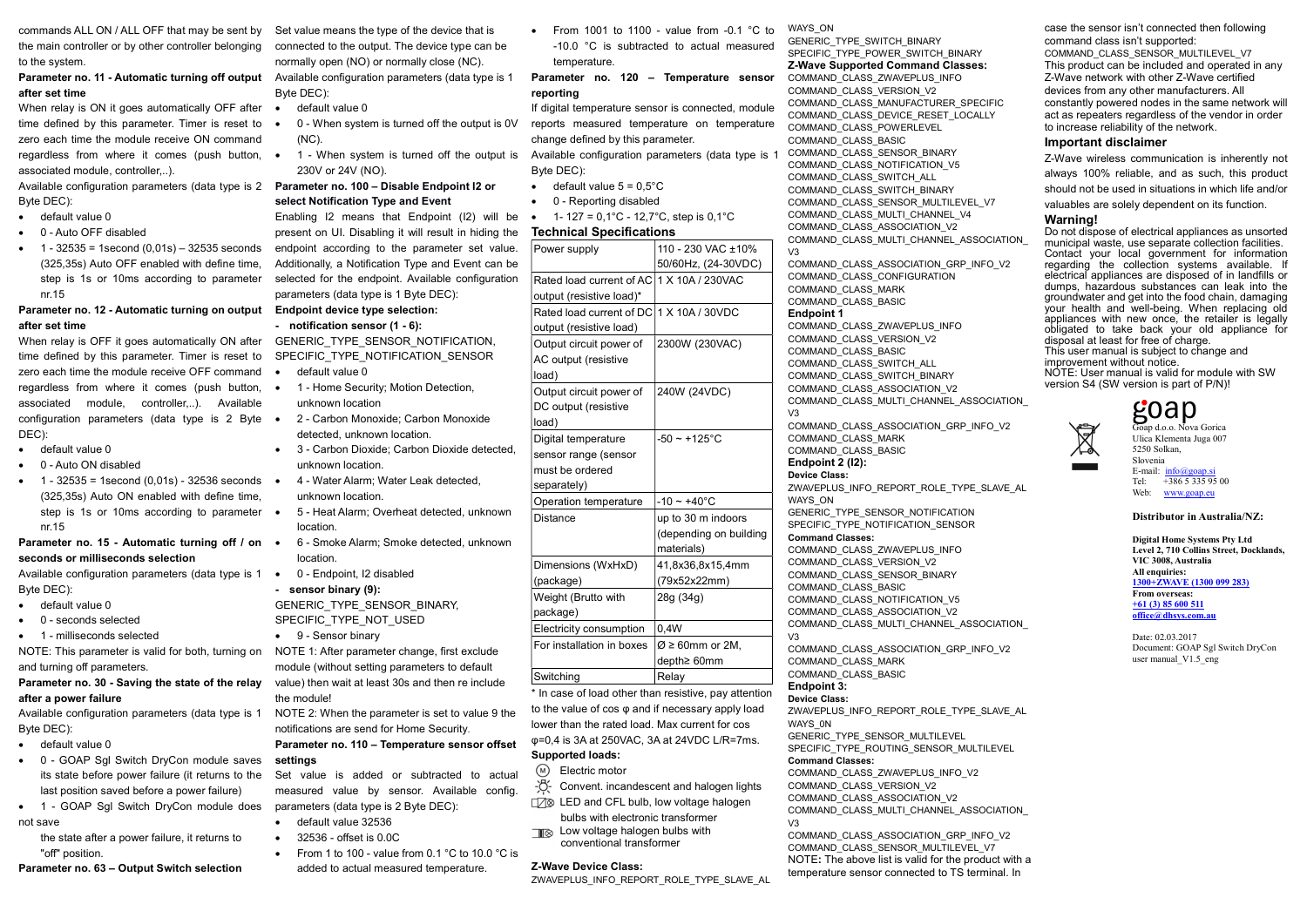commands ALL ON / ALL OFF that may be sent by the main controller or by other controller belonging to the system.

**Parameter no. 11 - Automatic turning off output after set time**

When relay is ON it goes automatically OFF after time defined by this parameter. Timer is reset to zero each time the module receive ON command regardless from where it comes (push button, associated module, controller,..).

Available configuration parameters (data type is 2 Byte DEC):

- default value 0
- 0 - Auto OFF disabled
- 1 - 32535 = 1second (0,01s) – 32535 seconds (325,35s) Auto OFF enabled with define time, step is 1s or 10ms according to parameter nr.15

**Parameter no. 12 - Automatic turning on output after set time**

When relay is OFF it goes automatically ON after time defined by this parameter. Timer is reset to zero each time the module receive OFF command regardless from where it comes (push button, associated module, controller,..). Available configuration parameters (data type is 2 Byte DEC):

- default value 0
- 0 - Auto ON disabled
- 1 - 32535 = 1second (0,01s) - 32536 seconds (325,35s) Auto ON enabled with define time, step is 1s or 10ms according to parameter nr.15

**Parameter no. 15 - Automatic turning off / on seconds or milliseconds selection**

Available configuration parameters (data type is 1 Byte DEC):

- default value 0
- 0 - seconds selected
- 1 - milliseconds selected

NOTE: This parameter is valid for both, turning on and turning off parameters.

**Parameter no. 30 - Saving the state of the relay after a power failure**

Available configuration parameters (data type is 1 Byte DEC):

- default value 0
- 0 - GOAP Sgl Switch DryCon module saves its state before power failure (it returns to the last position saved before a power failure)
- 1 - GOAP Sgl Switch DryCon module does not save the state after a power failure, it returns to "off" position.

**Parameter no. 63 – Output Switch selection**

Set value means the type of the device that is connected to the output. The device type can be normally open (NO) or normally close (NC).

Available configuration parameters (data type is 1 Byte DEC):

- default value 0
- 0 - When system is turned off the output is 0V (NC).
- 1 - When system is turned off the output is 230V or 24V (NO).

**Parameter no. 100 – Disable Endpoint I2 or select Notification Type and Event**

Enabling I2 means that Endpoint (I2) will be present on UI. Disabling it will result in hiding the endpoint according to the parameter set value. Additionally, a Notification Type and Event can be selected for the endpoint. Available configuration parameters (data type is 1 Byte DEC):

**Endpoint device type selection:**

**- notification sensor (1 - 6):**

GENERIC_TYPE_SENSOR_NOTIFICATION, SPECIFIC_TYPE_NOTIFICATION_SENSOR

- default value 0
- 1 - Home Security; Motion Detection, unknown location
- 2 - Carbon Monoxide; Carbon Monoxide detected, unknown location.
- 3 - Carbon Dioxide; Carbon Dioxide detected, unknown location.
- 4 - Water Alarm; Water Leak detected, unknown location.
- 5 - Heat Alarm; Overheat detected, unknown location.
- 6 - Smoke Alarm; Smoke detected, unknown location.
- 0 - Endpoint, I2 disabled

**- sensor binary (9):**

GENERIC_TYPE_SENSOR_BINARY, SPECIFIC_TYPE_NOT_USED

- 9 - Sensor binary

NOTE 1: After parameter change, first exclude module (without setting parameters to default value) then wait at least 30s and then re include the module!

NOTE 2: When the parameter is set to value 9 the notifications are send for Home Security.

**Parameter no. 110 – Temperature sensor offset settings**

Set value is added or subtracted to actual measured value by sensor. Available config. parameters (data type is 2 Byte DEC):

- default value 32536
- 32536 - offset is 0.0C
- From 1 to 100 - value from 0.1 °C to 10.0 °C is added to actual measured temperature.
- From 1001 to 1100 - value from -0.1 °C to -10.0 °C is subtracted to actual measured temperature.

**Parameter no. 120 – Temperature sensor reporting**

If digital temperature sensor is connected, module reports measured temperature on temperature change defined by this parameter.

Available configuration parameters (data type is 1 Byte DEC):

- default value 5 = 0,5°C
- 0 - Reporting disabled
- 1- 127 = 0,1°C - 12,7°C, step is 0,1°C

## Technical Specifications

| | |
|---|---|
| Power supply | 110 - 230 VAC ±10% 50/60Hz, (24-30VDC) |
| Rated load current of AC output (resistive load)* | 1 X 10A / 230VAC |
| Rated load current of DC output (resistive load) | 1 X 10A / 30VDC |
| Output circuit power of AC output (resistive load) | 2300W (230VAC) |
| Output circuit power of DC output (resistive load) | 240W (24VDC) |
| Digital temperature sensor range (sensor must be ordered separately) | -50 ~ +125°C |
| Operation temperature | -10 ~ +40°C |
| Distance | up to 30 m indoors (depending on building materials) |
| Dimensions (WxHxD) (package) | 41,8x36,8x15,4mm (79x52x22mm) |
| Weight (Brutto with package) | 28g (34g) |
| Electricity consumption | 0,4W |
| For installation in boxes | Ø ≥ 60mm or 2M, depth≥ 60mm |
| Switching | Relay |

* In case of load other than resistive, pay attention to the value of cos φ and if necessary apply load lower than the rated load. Max current for cos φ=0,4 is 3A at 250VAC, 3A at 24VDC L/R=7ms.

**Supported loads:**

- Electric motor
- Convent. incandescent and halogen lights
- LED and CFL bulb, low voltage halogen bulbs with electronic transformer
- Low voltage halogen bulbs with conventional transformer

**Z-Wave Device Class:**

ZWAVEPLUS_INFO_REPORT_ROLE_TYPE_SLAVE_ALWAYS_ON
GENERIC_TYPE_SWITCH_BINARY
SPECIFIC_TYPE_POWER_SWITCH_BINARY

**Z-Wave Supported Command Classes:**

COMMAND_CLASS_ZWAVEPLUS_INFO
COMMAND_CLASS_VERSION_V2
COMMAND_CLASS_MANUFACTURER_SPECIFIC
COMMAND_CLASS_DEVICE_RESET_LOCALLY
COMMAND_CLASS_POWERLEVEL
COMMAND_CLASS_BASIC
COMMAND_CLASS_SENSOR_BINARY
COMMAND_CLASS_NOTIFICATION_V5
COMMAND_CLASS_SWITCH_ALL
COMMAND_CLASS_SWITCH_BINARY
COMMAND_CLASS_SENSOR_MULTILEVEL_V7
COMMAND_CLASS_MULTI_CHANNEL_V4
COMMAND_CLASS_ASSOCIATION_V2
COMMAND_CLASS_MULTI_CHANNEL_ASSOCIATION_V3
COMMAND_CLASS_ASSOCIATION_GRP_INFO_V2
COMMAND_CLASS_CONFIGURATION
COMMAND_CLASS_MARK
COMMAND_CLASS_BASIC

**Endpoint 1**

COMMAND_CLASS_ZWAVEPLUS_INFO
COMMAND_CLASS_VERSION_V2
COMMAND_CLASS_BASIC
COMMAND_CLASS_SWITCH_ALL
COMMAND_CLASS_SWITCH_BINARY
COMMAND_CLASS_ASSOCIATION_V2
COMMAND_CLASS_MULTI_CHANNEL_ASSOCIATION_V3
COMMAND_CLASS_ASSOCIATION_GRP_INFO_V2
COMMAND_CLASS_MARK
COMMAND_CLASS_BASIC

**Endpoint 2 (I2):**

**Device Class:**

ZWAVEPLUS_INFO_REPORT_ROLE_TYPE_SLAVE_ALWAYS_ON
GENERIC_TYPE_SENSOR_NOTIFICATION
SPECIFIC_TYPE_NOTIFICATION_SENSOR

**Command Classes:**

COMMAND_CLASS_ZWAVEPLUS_INFO
COMMAND_CLASS_VERSION_V2
COMMAND_CLASS_SENSOR_BINARY
COMMAND_CLASS_BASIC
COMMAND_CLASS_NOTIFICATION_V5
COMMAND_CLASS_ASSOCIATION_V2
COMMAND_CLASS_MULTI_CHANNEL_ASSOCIATION_V3
COMMAND_CLASS_ASSOCIATION_GRP_INFO_V2
COMMAND_CLASS_MARK
COMMAND_CLASS_BASIC

**Endpoint 3:**

**Device Class:**

ZWAVEPLUS_INFO_REPORT_ROLE_TYPE_SLAVE_ALWAYS_0N
GENERIC_TYPE_SENSOR_MULTILEVEL
SPECIFIC_TYPE_ROUTING_SENSOR_MULTILEVEL

**Command Classes:**

COMMAND_CLASS_ZWAVEPLUS_INFO_V2
COMMAND_CLASS_VERSION_V2
COMMAND_CLASS_ASSOCIATION_V2
COMMAND_CLASS_MULTI_CHANNEL_ASSOCIATION_V3
COMMAND_CLASS_ASSOCIATION_GRP_INFO_V2
COMMAND_CLASS_SENSOR_MULTILEVEL_V7

NOTE: The above list is valid for the product with a temperature sensor connected to TS terminal. In case the sensor isn't connected then following command class isn't supported:
COMMAND_CLASS_SENSOR_MULTILEVEL_V7

This product can be included and operated in any Z-Wave network with other Z-Wave certified devices from any other manufacturers. All constantly powered nodes in the same network will act as repeaters regardless of the vendor in order to increase reliability of the network.

## Important disclaimer

Z-Wave wireless communication is inherently not always 100% reliable, and as such, this product should not be used in situations in which life and/or valuables are solely dependent on its function.

## Warning!

Do not dispose of electrical appliances as unsorted municipal waste, use separate collection facilities. Contact your local government for information regarding the collection systems available. If electrical appliances are disposed of in landfills or dumps, hazardous substances can leak into the groundwater and get into the food chain, damaging your health and well-being. When replacing old appliances with new once, the retailer is legally obligated to take back your old appliance for disposal at least for free of charge.

This user manual is subject to change and improvement without notice.

NOTE: User manual is valid for module with SW version S4 (SW version is part of P/N)!

goap

Goap d.o.o. Nova Gorica
Ulica Klementa Juga 007
5250 Solkan,
Slovenia
E-mail: info@goap.si
Tel: +386 5 335 95 00
Web: www.goap.eu

**Distributor in Australia/NZ:**

**Digital Home Systems Pty Ltd**
**Level 2, 710 Collins Street, Docklands, VIC 3008, Australia**
**All enquiries:**
**1300+ZWAVE (1300 099 283)**
**From overseas:**
**+61 (3) 85 600 511**
**office@dhsys.com.au**

Date: 02.03.2017
Document: GOAP Sgl Switch DryCon user manual_V1.5_eng